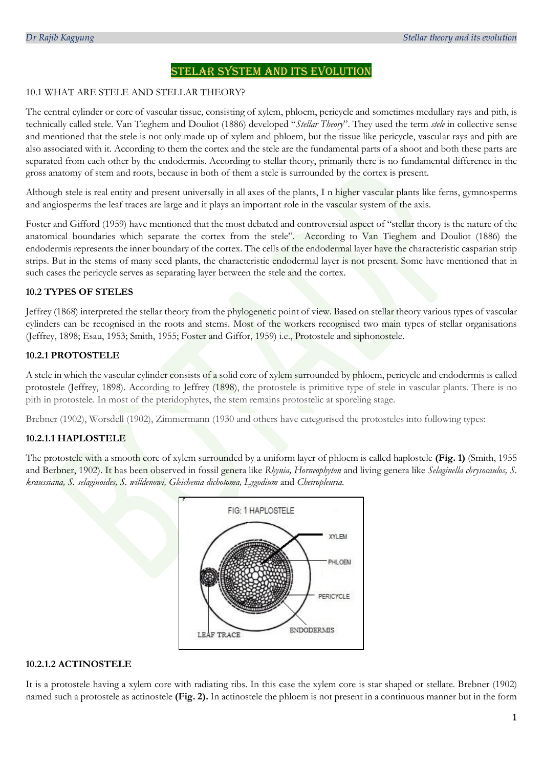# STELAR SYSTEM AND ITS EVOLUTION

10.1 WHAT ARE STELE AND STELLAR THEORY?

The central cylinder or core of vascular tissue, consisting of xylem, phloem, pericycle and sometimes medullary rays and pith, is technically called stele. Van Tieghem and Douliot (1886) developed "*Stellar Theory*". They used the term *stele* in collective sense and mentioned that the stele is not only made up of xylem and phloem, but the tissue like pericycle, vascular rays and pith are also associated with it. According to them the cortex and the stele are the fundamental parts of a shoot and both these parts are separated from each other by the endodermis. According to stellar theory, primarily there is no fundamental difference in the gross anatomy of stem and roots, because in both of them a stele is surrounded by the cortex is present.

Although stele is real entity and present universally in all axes of the plants, I n higher vascular plants like ferns, gymnosperms and angiosperms the leaf traces are large and it plays an important role in the vascular system of the axis.

Foster and Gifford (1959) have mentioned that the most debated and controversial aspect of "stellar theory is the nature of the anatomical boundaries which separate the cortex from the stele". According to Van Tieghem and Douliot (1886) the endodermis represents the inner boundary of the cortex. The cells of the endodermal layer have the characteristic casparian strip strips. But in the stems of many seed plants, the characteristic endodermal layer is not present. Some have mentioned that in such cases the pericycle serves as separating layer between the stele and the cortex.

## 10.2 TYPES OF STELES

Jeffrey (1868) interpreted the stellar theory from the phylogenetic point of view. Based on stellar theory various types of vascular cylinders can be recognised in the roots and stems. Most of the workers recognised two main types of stellar organisations (Jeffrey, 1898; Esau, 1953; Smith, 1955; Foster and Giffor, 1959) i.e., Protostele and siphonostele.

### 10.2.1 PROTOSTELE

A stele in which the vascular cylinder consists of a solid core of xylem surrounded by phloem, pericycle and endodermis is called protostele (Jeffrey, 1898). According to Jeffrey (1898), the protostele is primitive type of stele in vascular plants. There is no pith in protostele. In most of the pteridophytes, the stem remains protostelic at sporeling stage.

Brebner (1902), Worsdell (1902), Zimmermann (1930 and others have categorised the protosteles into following types:

#### 10.2.1.1 HAPLOSTELE

The protostele with a smooth core of xylem surrounded by a uniform layer of phloem is called haplostele **(Fig. 1)** (Smith, 1955 and Berbner, 1902). It has been observed in fossil genera like *Rhynia, Horneophyton* and living genera like *Selaginella chrysocaulos, S. kraussiana, S. selaginoides, S. willdenowi, Gleichenia dichotoma, Lygodium* and *Cheiropleuria.*

FIG: 1 HAPLOSTELE

XYLEM, PHLOEM, PERICYCLE, ENDODERMIS, LEAF TRACE

#### 10.2.1.2 ACTINOSTELE

It is a protostele having a xylem core with radiating ribs. In this case the xylem core is star shaped or stellate. Brebner (1902) named such a protostele as actinostele **(Fig. 2).** In actinostele the phloem is not present in a continuous manner but in the form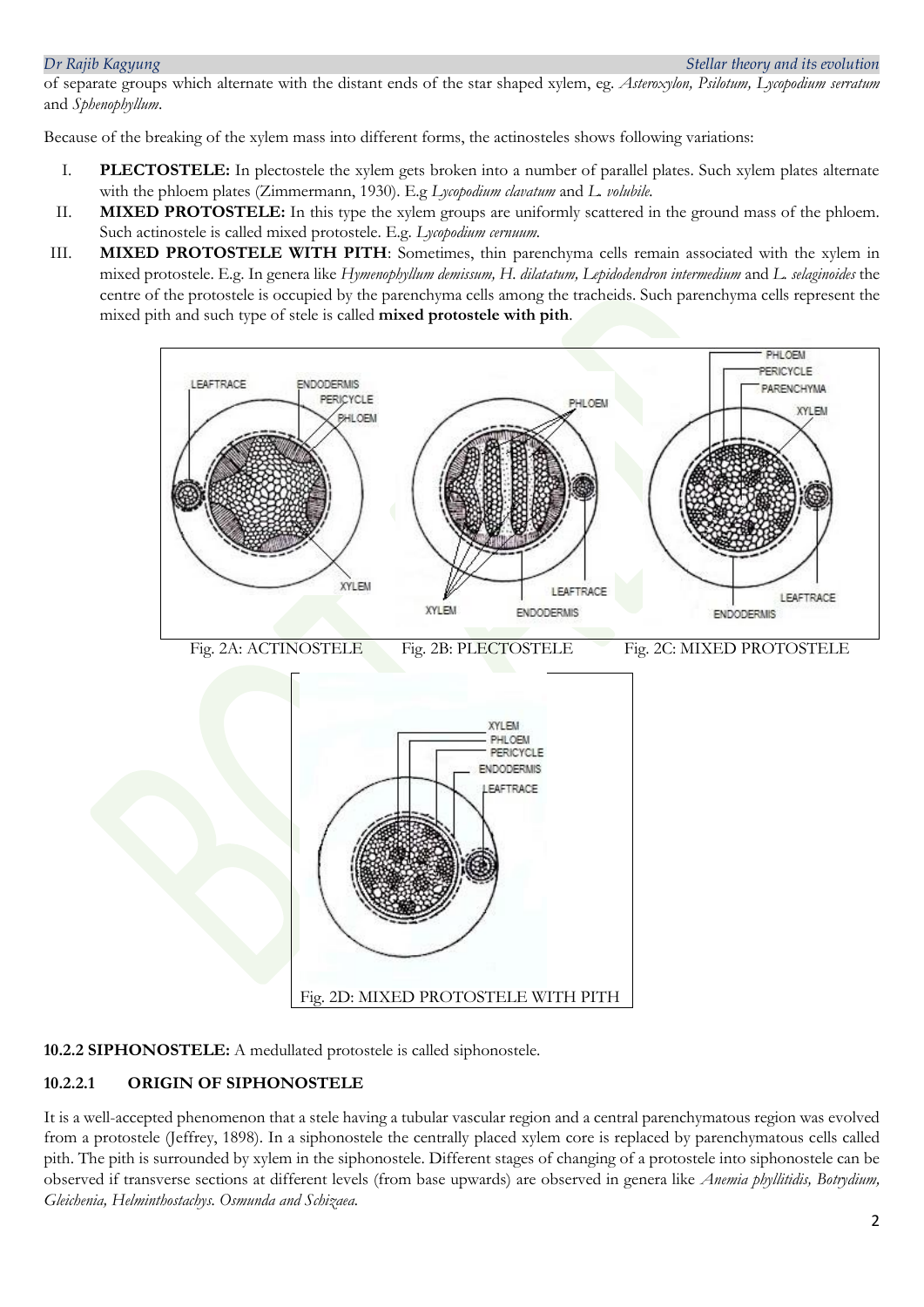of separate groups which alternate with the distant ends of the star shaped xylem, eg. *Asteroxylon, Psilotum, Lycopodium serratum* and *Sphenophyllum*.

Because of the breaking of the xylem mass into different forms, the actinosteles shows following variations:

I. **PLECTOSTELE:** In plectostele the xylem gets broken into a number of parallel plates. Such xylem plates alternate with the phloem plates (Zimmermann, 1930). E.g *Lycopodium clavatum* and *L. volubile.*

II. **MIXED PROTOSTELE:** In this type the xylem groups are uniformly scattered in the ground mass of the phloem. Such actinostele is called mixed protostele. E.g. *Lycopodium cernuum.*

III. **MIXED PROTOSTELE WITH PITH**: Sometimes, thin parenchyma cells remain associated with the xylem in mixed protostele. E.g. In genera like *Hymenophyllum demissum, H. dilatatum, Lepidodendron intermedium* and *L. selaginoides* the centre of the protostele is occupied by the parenchyma cells among the tracheids. Such parenchyma cells represent the mixed pith and such type of stele is called **mixed protostele with pith**.

Fig. 2A: ACTINOSTELE Fig. 2B: PLECTOSTELE Fig. 2C: MIXED PROTOSTELE

Fig. 2D: MIXED PROTOSTELE WITH PITH

**10.2.2 SIPHONOSTELE:** A medullated protostele is called siphonostele.

**10.2.2.1 ORIGIN OF SIPHONOSTELE**

It is a well-accepted phenomenon that a stele having a tubular vascular region and a central parenchymatous region was evolved from a protostele (Jeffrey, 1898). In a siphonostele the centrally placed xylem core is replaced by parenchymatous cells called pith. The pith is surrounded by xylem in the siphonostele. Different stages of changing of a protostele into siphonostele can be observed if transverse sections at different levels (from base upwards) are observed in genera like *Anemia phyllitidis, Botrydium, Gleichenia, Helminthostachys. Osmunda and Schizaea.*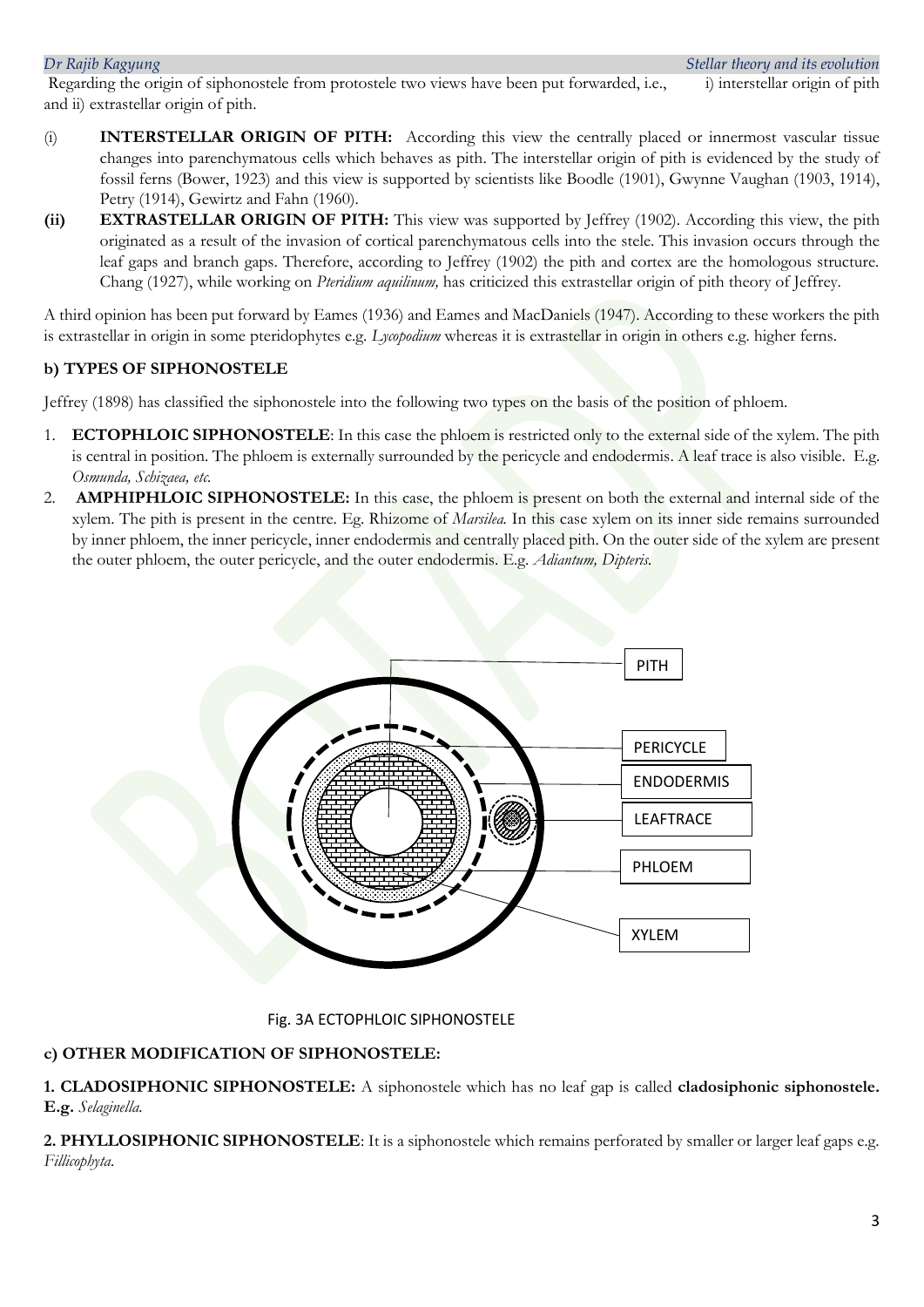Regarding the origin of siphonostele from protostele two views have been put forward, i.e., i) interstellar origin of pith and ii) extrastellar origin of pith.

(i) **INTERSTELLAR ORIGIN OF PITH:** According this view the centrally placed or innermost vascular tissue changes into parenchymatous cells which behaves as pith. The interstellar origin of pith is evidenced by the study of fossil ferns (Bower, 1923) and this view is supported by scientists like Boodle (1901), Gwynne Vaughan (1903, 1914), Petry (1914), Gewirtz and Fahn (1960).

**(ii) EXTRASTELLAR ORIGIN OF PITH:** This view was supported by Jeffrey (1902). According this view, the pith originated as a result of the invasion of cortical parenchymatous cells into the stele. This invasion occurs through the leaf gaps and branch gaps. Therefore, according to Jeffrey (1902) the pith and cortex are the homologous structure. Chang (1927), while working on *Pteridium aquilinum,* has criticized this extrastellar origin of pith theory of Jeffrey.

A third opinion has been put forward by Eames (1936) and Eames and MacDaniels (1947). According to these workers the pith is extrastellar in origin in some pteridophytes e.g. *Lycopodium* whereas it is extrastellar in origin in others e.g. higher ferns.

**b) TYPES OF SIPHONOSTELE**

Jeffrey (1898) has classified the siphonostele into the following two types on the basis of the position of phloem.

1. **ECTOPHLOIC SIPHONOSTELE**: In this case the phloem is restricted only to the external side of the xylem. The pith is central in position. The phloem is externally surrounded by the pericycle and endodermis. A leaf trace is also visible. E.g. *Osmunda, Schizaea, etc.*
2. **AMPHIPHLOIC SIPHONOSTELE:** In this case, the phloem is present on both the external and internal side of the xylem. The pith is present in the centre. Eg. Rhizome of *Marsilea.* In this case xylem on its inner side remains surrounded by inner phloem, the inner pericycle, inner endodermis and centrally placed pith. On the outer side of the xylem are present the outer phloem, the outer pericycle, and the outer endodermis. E.g. *Adiantum, Dipteris.*

PITH
PERICYCLE
ENDODERMIS
LEAFTRACE
PHLOEM
XYLEM

Fig. 3A ECTOPHLOIC SIPHONOSTELE

**c) OTHER MODIFICATION OF SIPHONOSTELE:**

**1. CLADOSIPHONIC SIPHONOSTELE:** A siphonostele which has no leaf gap is called **cladosiphonic siphonostele. E.g.** *Selaginella.*

**2. PHYLLOSIPHONIC SIPHONOSTELE**: It is a siphonostele which remains perforated by smaller or larger leaf gaps e.g. *Fillicophyta.*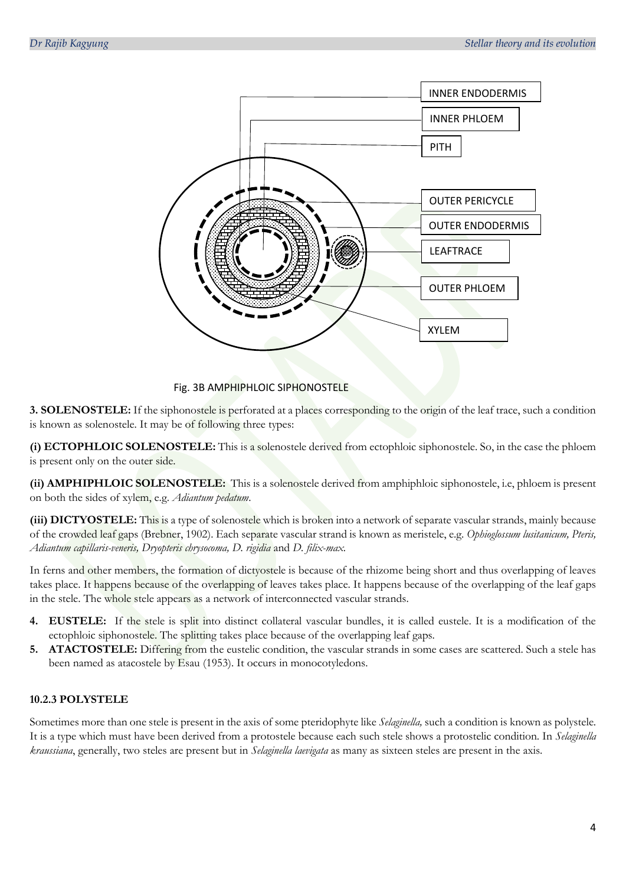Fig. 3B AMPHIPHLOIC SIPHONOSTELE

**3. SOLENOSTELE:** If the siphonostele is perforated at a places corresponding to the origin of the leaf trace, such a condition is known as solenostele. It may be of following three types:

**(i) ECTOPHLOIC SOLENOSTELE:** This is a solenostele derived from ectophloic siphonostele. So, in the case the phloem is present only on the outer side.

**(ii) AMPHIPHLOIC SOLENOSTELE:** This is a solenostele derived from amphiphloic siphonostele, i.e, phloem is present on both the sides of xylem, e.g. *Adiantum pedatum*.

**(iii) DICTYOSTELE:** This is a type of solenostele which is broken into a network of separate vascular strands, mainly because of the crowded leaf gaps (Brebner, 1902). Each separate vascular strand is known as meristele, e.g. *Ophioglossum lusitanicum, Pteris, Adiantum capillaris-veneris, Dryopteris chrysocoma, D. rigidia* and *D. filix-max.*

In ferns and other members, the formation of dictyostele is because of the rhizome being short and thus overlapping of leaves takes place. It happens because of the overlapping of leaves takes place. It happens because of the overlapping of the leaf gaps in the stele. The whole stele appears as a network of interconnected vascular strands.

4. **EUSTELE:** If the stele is split into distinct collateral vascular bundles, it is called eustele. It is a modification of the ectophloic siphonostele. The splitting takes place because of the overlapping leaf gaps.
5. **ATACTOSTELE:** Differing from the eustelic condition, the vascular strands in some cases are scattered. Such a stele has been named as atacostele by Esau (1953). It occurs in monocotyledons.

### 10.2.3 POLYSTELE

Sometimes more than one stele is present in the axis of some pteridophyte like *Selaginella,* such a condition is known as polystele. It is a type which must have been derived from a protostele because each such stele shows a protostelic condition. In *Selaginella kraussiana*, generally, two steles are present but in *Selaginella laevigata* as many as sixteen steles are present in the axis.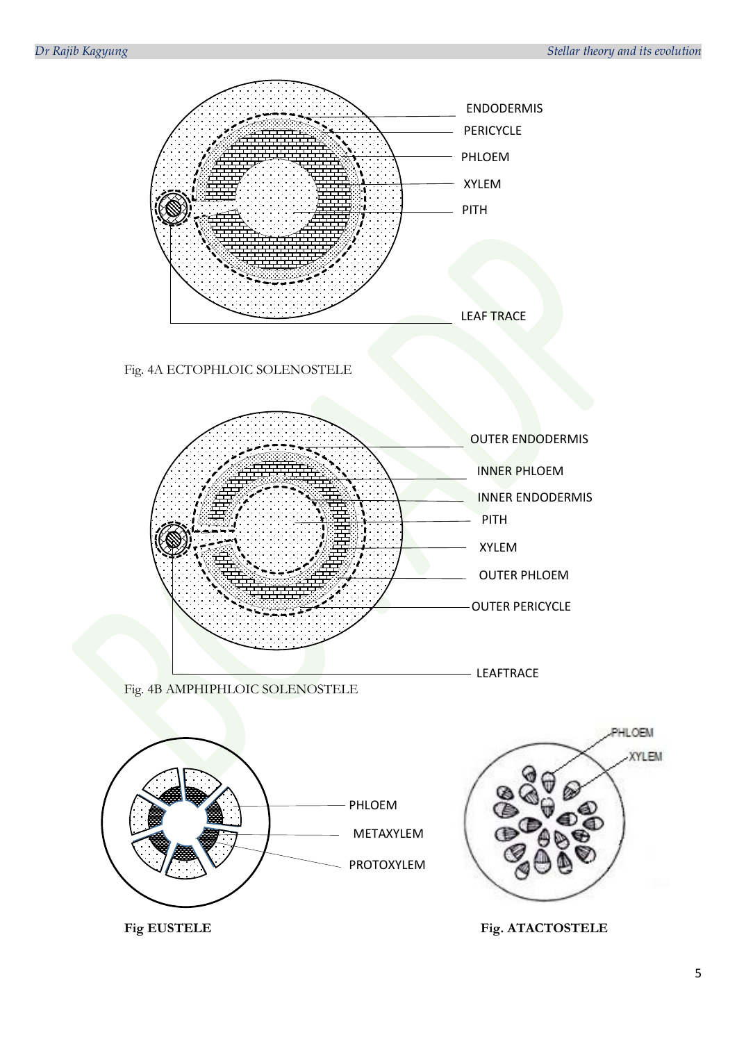ENDODERMIS

PERICYCLE

PHLOEM

XYLEM

PITH

LEAF TRACE

Fig. 4A ECTOPHLOIC SOLENOSTELE

OUTER ENDODERMIS

INNER PHLOEM

INNER ENDODERMIS

PITH

XYLEM

OUTER PHLOEM

OUTER PERICYCLE

LEAFTRACE

Fig. 4B AMPHIPHLOIC SOLENOSTELE

PHLOEM

METAXYLEM

PROTOXYLEM

**Fig EUSTELE**

PHLOEM

XYLEM

**Fig. ATACTOSTELE**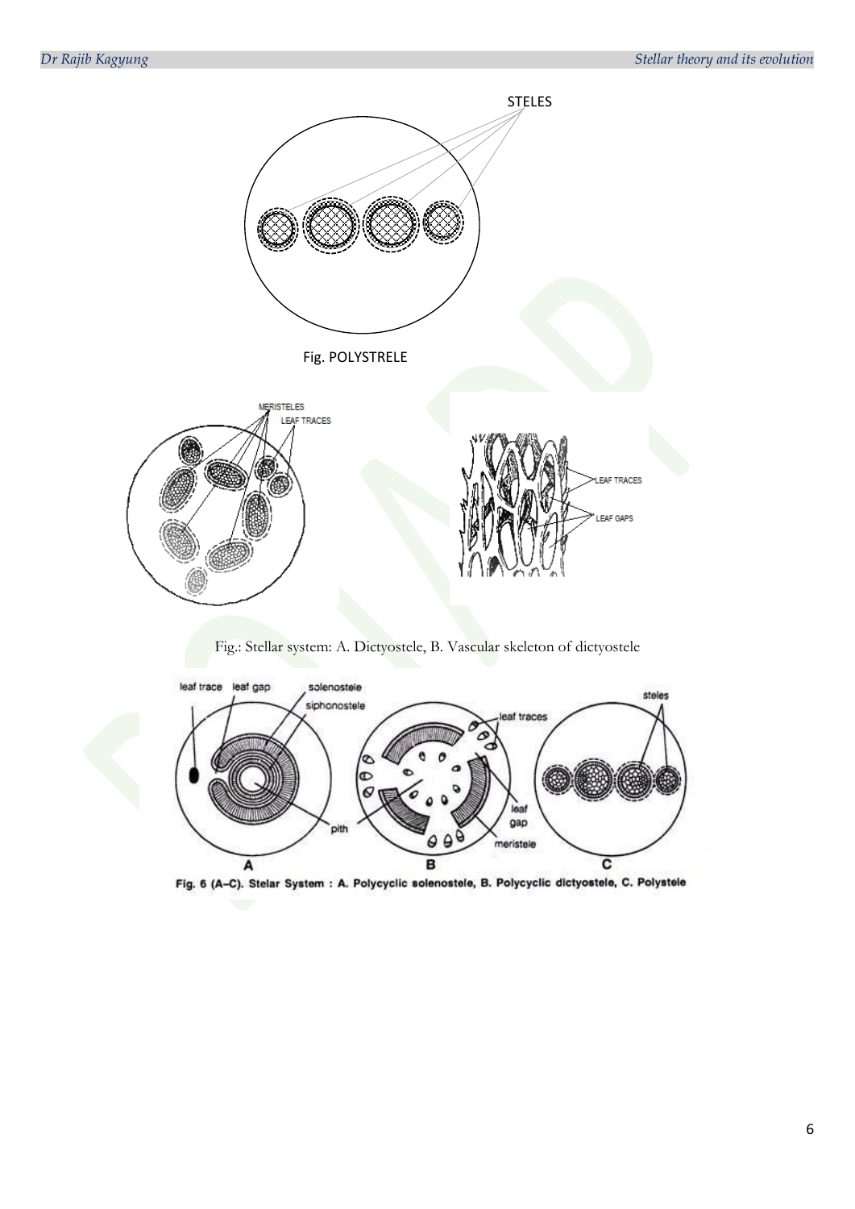Fig. POLYSTRELE

Fig.: Stellar system: A. Dictyostele, B. Vascular skeleton of dictyostele

Fig. 6 (A–C). Stelar System : A. Polycyclic solenostele, B. Polycyclic dictyostele, C. Polystele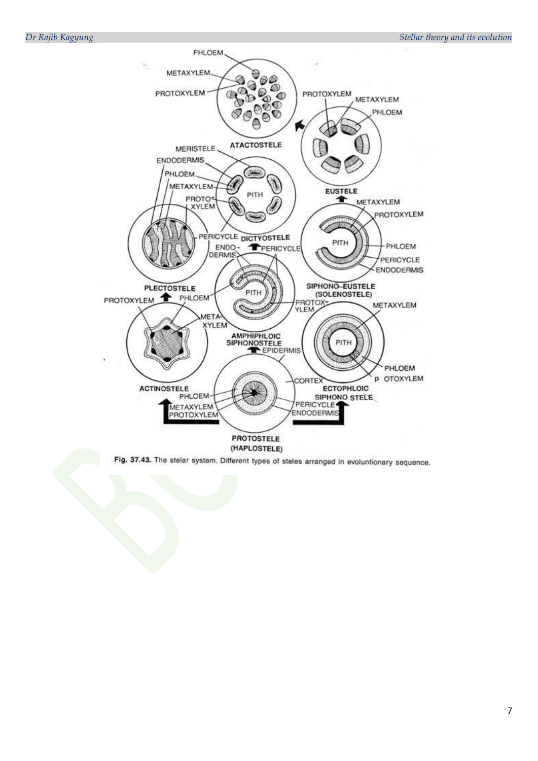PHLOEM

METAXYLEM

PROTOXYLEM

ATACTOSTELE

PROTOXYLEM

METAXYLEM

PHLOEM

EUSTELE

MERISTELE

ENDODERMIS

PHLOEM

METAXYLEM

PROTO-XYLEM

PITH

PERICYCLE

DICTYOSTELE

ENDO-DERMIS

PERICYCLE

METAXYLEM

PROTOXYLEM

PITH

PHLOEM

PERICYCLE

ENDODERMIS

SIPHONO-EUSTELE (SOLENOSTELE)

PLECTOSTELE

PROTOXYLEM

PHLOEM

PITH

PROTOX-YLEM

META-XYLEM

AMPHIPHLOIC SIPHONOSTELE

METAXYLEM

PITH

PHLOEM

P OTOXYLEM

EPIDERMIS

ACTINOSTELE

CORTEX

ECTOPHLOIC SIPHONO STELE

PHLOEM

METAXYLEM

PROTOXYLEM

PERICYCLE

ENDODERMIS

PROTOSTELE (HAPLOSTELE)

**Fig. 37.43.** The stelar system. Different types of steles arranged in evoluntionary sequence.